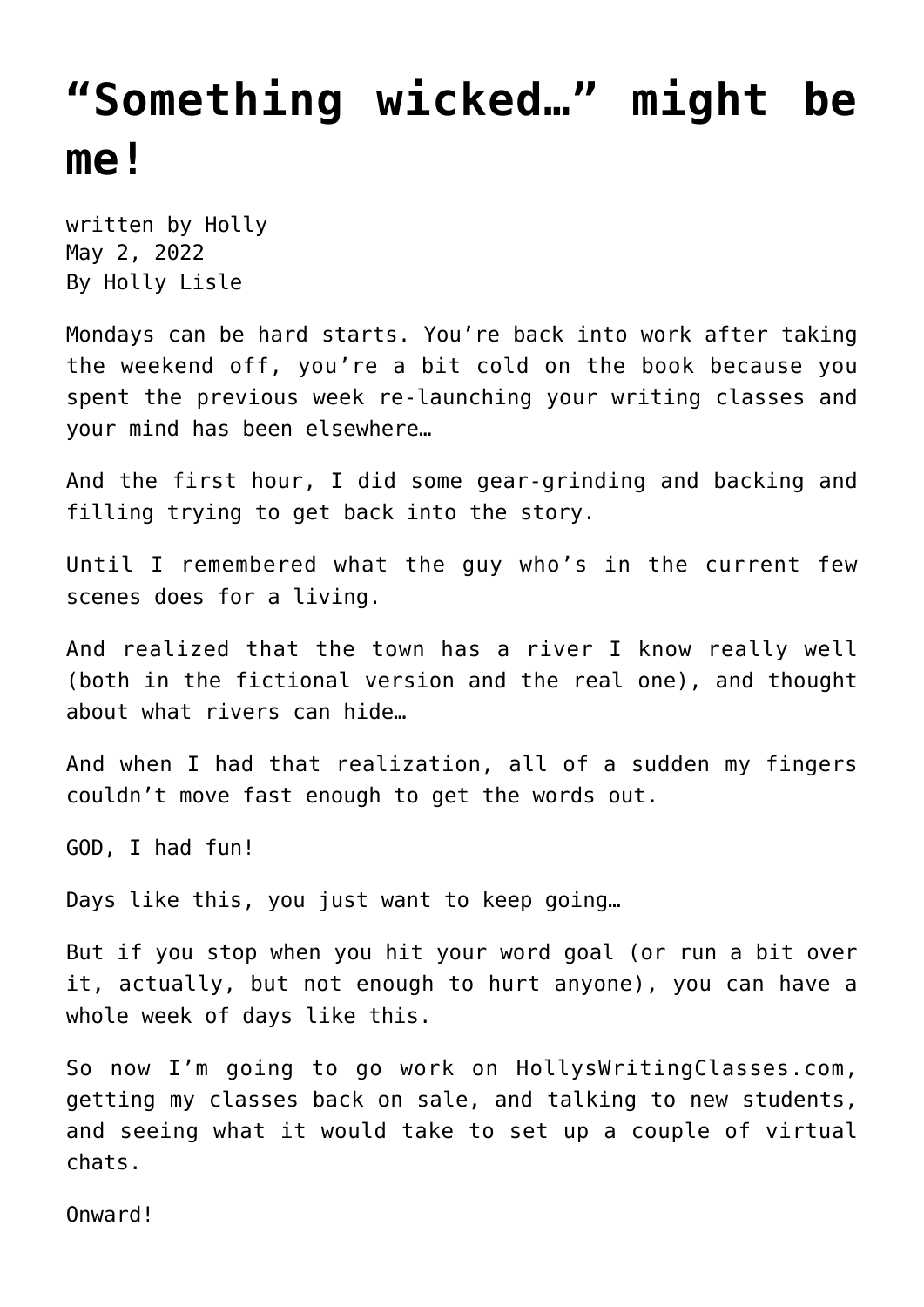# “Something wicked…” might be me!

written by Holly
May 2, 2022
By Holly Lisle

Mondays can be hard starts. You’re back into work after taking the weekend off, you’re a bit cold on the book because you spent the previous week re-launching your writing classes and your mind has been elsewhere…

And the first hour, I did some gear-grinding and backing and filling trying to get back into the story.

Until I remembered what the guy who’s in the current few scenes does for a living.

And realized that the town has a river I know really well (both in the fictional version and the real one), and thought about what rivers can hide…

And when I had that realization, all of a sudden my fingers couldn’t move fast enough to get the words out.

GOD, I had fun!

Days like this, you just want to keep going…

But if you stop when you hit your word goal (or run a bit over it, actually, but not enough to hurt anyone), you can have a whole week of days like this.

So now I’m going to go work on HollysWritingClasses.com, getting my classes back on sale, and talking to new students, and seeing what it would take to set up a couple of virtual chats.

Onward!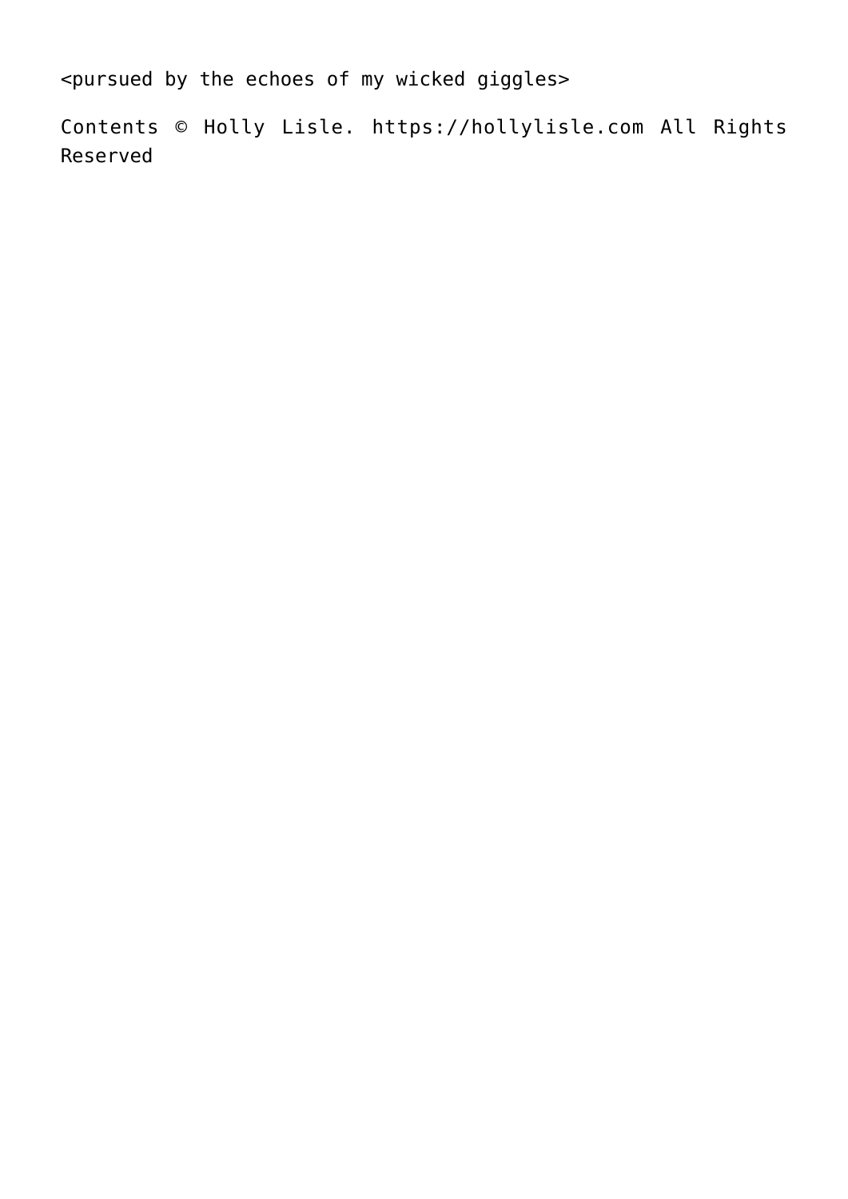<pursued by the echoes of my wicked giggles>

Contents © Holly Lisle. https://hollylisle.com All Rights Reserved